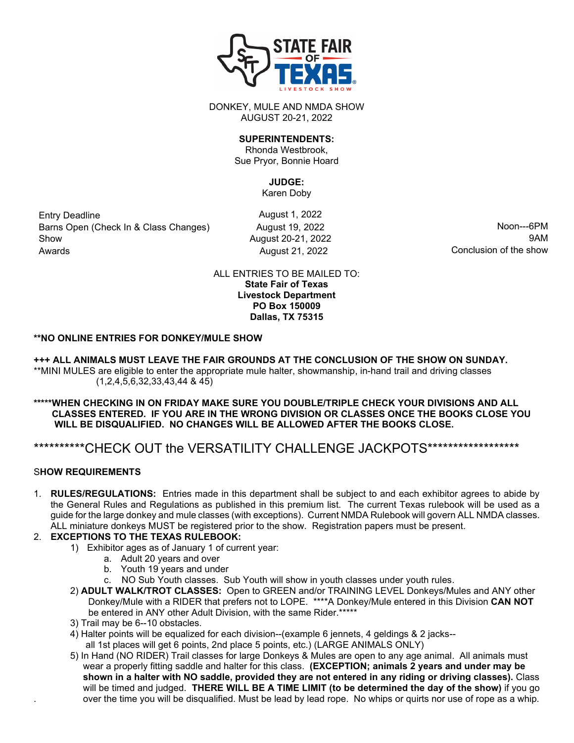STATE FAIR OF TEXAS LIVESTOCK SHOW

DONKEY, MULE AND NMDA SHOW
AUGUST 20-21, 2022

**SUPERINTENDENTS:**
Rhonda Westbrook,
Sue Pryor, Bonnie Hoard

**JUDGE:**
Karen Doby

| | | |
|---|---|---|
| Entry Deadline | August 1, 2022 | |
| Barns Open (Check In & Class Changes) | August 19, 2022 | Noon---6PM |
| Show | August 20-21, 2022 | 9AM |
| Awards | August 21, 2022 | Conclusion of the show |

ALL ENTRIES TO BE MAILED TO:
**State Fair of Texas**
**Livestock Department**
**PO Box 150009**
**Dallas, TX 75315**

**\*\*NO ONLINE ENTRIES FOR DONKEY/MULE SHOW**

**+++ ALL ANIMALS MUST LEAVE THE FAIR GROUNDS AT THE CONCLUSION OF THE SHOW ON SUNDAY.**
**MINI MULES are eligible to enter the appropriate mule halter, showmanship, in-hand trail and driving classes (1,2,4,5,6,32,33,43,44 & 45)

**\*\*\*\*\*WHEN CHECKING IN ON FRIDAY MAKE SURE YOU DOUBLE/TRIPLE CHECK YOUR DIVISIONS AND ALL CLASSES ENTERED. IF YOU ARE IN THE WRONG DIVISION OR CLASSES ONCE THE BOOKS CLOSE YOU WILL BE DISQUALIFIED. NO CHANGES WILL BE ALLOWED AFTER THE BOOKS CLOSE.**

\*\*\*\*\*\*\*\*\*\*CHECK OUT the VERSATILITY CHALLENGE JACKPOTS\*\*\*\*\*\*\*\*\*\*\*\*\*\*\*\*\*\*

## SHOW REQUIREMENTS

1. **RULES/REGULATIONS:** Entries made in this department shall be subject to and each exhibitor agrees to abide by the General Rules and Regulations as published in this premium list. The current Texas rulebook will be used as a guide for the large donkey and mule classes (with exceptions). Current NMDA Rulebook will govern ALL NMDA classes. ALL miniature donkeys MUST be registered prior to the show. Registration papers must be present.
2. **EXCEPTIONS TO THE TEXAS RULEBOOK:**
   1) Exhibitor ages as of January 1 of current year:
      a. Adult 20 years and over
      b. Youth 19 years and under
      c. NO Sub Youth classes. Sub Youth will show in youth classes under youth rules.
   2) **ADULT WALK/TROT CLASSES:** Open to GREEN and/or TRAINING LEVEL Donkeys/Mules and ANY other Donkey/Mule with a RIDER that prefers not to LOPE. \*\*\*\*A Donkey/Mule entered in this Division **CAN NOT** be entered in ANY other Adult Division, with the same Rider.\*\*\*\*\*
   3) Trail may be 6--10 obstacles.
   4) Halter points will be equalized for each division--(example 6 jennets, 4 geldings & 2 jacks--all 1st places will get 6 points, 2nd place 5 points, etc.) (LARGE ANIMALS ONLY)
   5) In Hand (NO RIDER) Trail classes for large Donkeys & Mules are open to any age animal. All animals must wear a properly fitting saddle and halter for this class. **(EXCEPTION; animals 2 years and under may be shown in a halter with NO saddle, provided they are not entered in any riding or driving classes).** Class will be timed and judged. **THERE WILL BE A TIME LIMIT (to be determined the day of the show)** if you go over the time you will be disqualified. Must be lead by lead rope. No whips or quirts nor use of rope as a whip.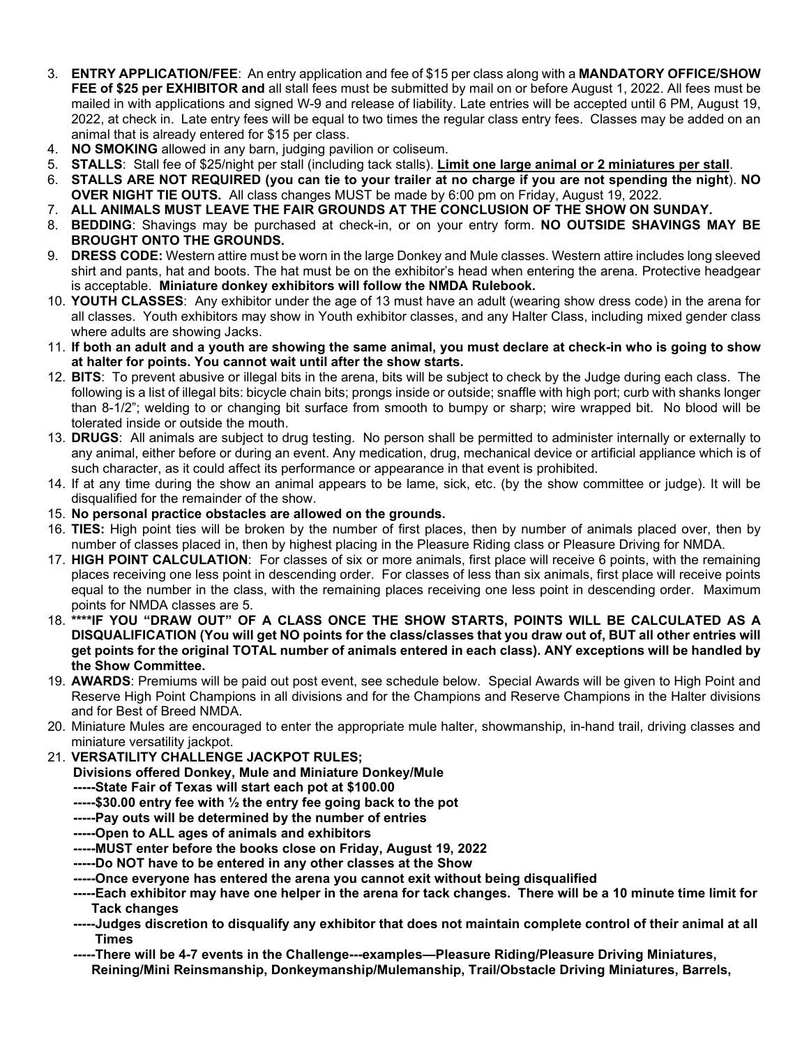3. **ENTRY APPLICATION/FEE**: An entry application and fee of $15 per class along with a **MANDATORY OFFICE/SHOW FEE of $25 per EXHIBITOR and** all stall fees must be submitted by mail on or before August 1, 2022. All fees must be mailed in with applications and signed W-9 and release of liability. Late entries will be accepted until 6 PM, August 19, 2022, at check in. Late entry fees will be equal to two times the regular class entry fees. Classes may be added on an animal that is already entered for $15 per class.
4. **NO SMOKING** allowed in any barn, judging pavilion or coliseum.
5. **STALLS**: Stall fee of $25/night per stall (including tack stalls). **Limit one large animal or 2 miniatures per stall**.
6. **STALLS ARE NOT REQUIRED (you can tie to your trailer at no charge if you are not spending the night)**. **NO OVER NIGHT TIE OUTS.** All class changes MUST be made by 6:00 pm on Friday, August 19, 2022.
7. **ALL ANIMALS MUST LEAVE THE FAIR GROUNDS AT THE CONCLUSION OF THE SHOW ON SUNDAY.**
8. **BEDDING**: Shavings may be purchased at check-in, or on your entry form. **NO OUTSIDE SHAVINGS MAY BE BROUGHT ONTO THE GROUNDS.**
9. **DRESS CODE:** Western attire must be worn in the large Donkey and Mule classes. Western attire includes long sleeved shirt and pants, hat and boots. The hat must be on the exhibitor's head when entering the arena. Protective headgear is acceptable. **Miniature donkey exhibitors will follow the NMDA Rulebook.**
10. **YOUTH CLASSES**: Any exhibitor under the age of 13 must have an adult (wearing show dress code) in the arena for all classes. Youth exhibitors may show in Youth exhibitor classes, and any Halter Class, including mixed gender class where adults are showing Jacks.
11. **If both an adult and a youth are showing the same animal, you must declare at check-in who is going to show at halter for points. You cannot wait until after the show starts.**
12. **BITS**: To prevent abusive or illegal bits in the arena, bits will be subject to check by the Judge during each class. The following is a list of illegal bits: bicycle chain bits; prongs inside or outside; snaffle with high port; curb with shanks longer than 8-1/2"; welding to or changing bit surface from smooth to bumpy or sharp; wire wrapped bit. No blood will be tolerated inside or outside the mouth.
13. **DRUGS**: All animals are subject to drug testing. No person shall be permitted to administer internally or externally to any animal, either before or during an event. Any medication, drug, mechanical device or artificial appliance which is of such character, as it could affect its performance or appearance in that event is prohibited.
14. If at any time during the show an animal appears to be lame, sick, etc. (by the show committee or judge). It will be disqualified for the remainder of the show.
15. **No personal practice obstacles are allowed on the grounds.**
16. **TIES:** High point ties will be broken by the number of first places, then by number of animals placed over, then by number of classes placed in, then by highest placing in the Pleasure Riding class or Pleasure Driving for NMDA.
17. **HIGH POINT CALCULATION**: For classes of six or more animals, first place will receive 6 points, with the remaining places receiving one less point in descending order. For classes of less than six animals, first place will receive points equal to the number in the class, with the remaining places receiving one less point in descending order. Maximum points for NMDA classes are 5.
18. **\*\*\*\*IF YOU "DRAW OUT" OF A CLASS ONCE THE SHOW STARTS, POINTS WILL BE CALCULATED AS A DISQUALIFICATION (You will get NO points for the class/classes that you draw out of, BUT all other entries will get points for the original TOTAL number of animals entered in each class). ANY exceptions will be handled by the Show Committee.**
19. **AWARDS**: Premiums will be paid out post event, see schedule below. Special Awards will be given to High Point and Reserve High Point Champions in all divisions and for the Champions and Reserve Champions in the Halter divisions and for Best of Breed NMDA.
20. Miniature Mules are encouraged to enter the appropriate mule halter, showmanship, in-hand trail, driving classes and miniature versatility jackpot.
21. **VERSATILITY CHALLENGE JACKPOT RULES;**

    **Divisions offered Donkey, Mule and Miniature Donkey/Mule**
    
    **-----State Fair of Texas will start each pot at $100.00**
    
    **-----$30.00 entry fee with ½ the entry fee going back to the pot**
    
    **-----Pay outs will be determined by the number of entries**
    
    **-----Open to ALL ages of animals and exhibitors**
    
    **-----MUST enter before the books close on Friday, August 19, 2022**
    
    **-----Do NOT have to be entered in any other classes at the Show**
    
    **-----Once everyone has entered the arena you cannot exit without being disqualified**
    
    **-----Each exhibitor may have one helper in the arena for tack changes. There will be a 10 minute time limit for Tack changes**
    
    **-----Judges discretion to disqualify any exhibitor that does not maintain complete control of their animal at all Times**
    
    **-----There will be 4-7 events in the Challenge---examples—Pleasure Riding/Pleasure Driving Miniatures, Reining/Mini Reinsmanship, Donkeymanship/Mulemanship, Trail/Obstacle Driving Miniatures, Barrels,**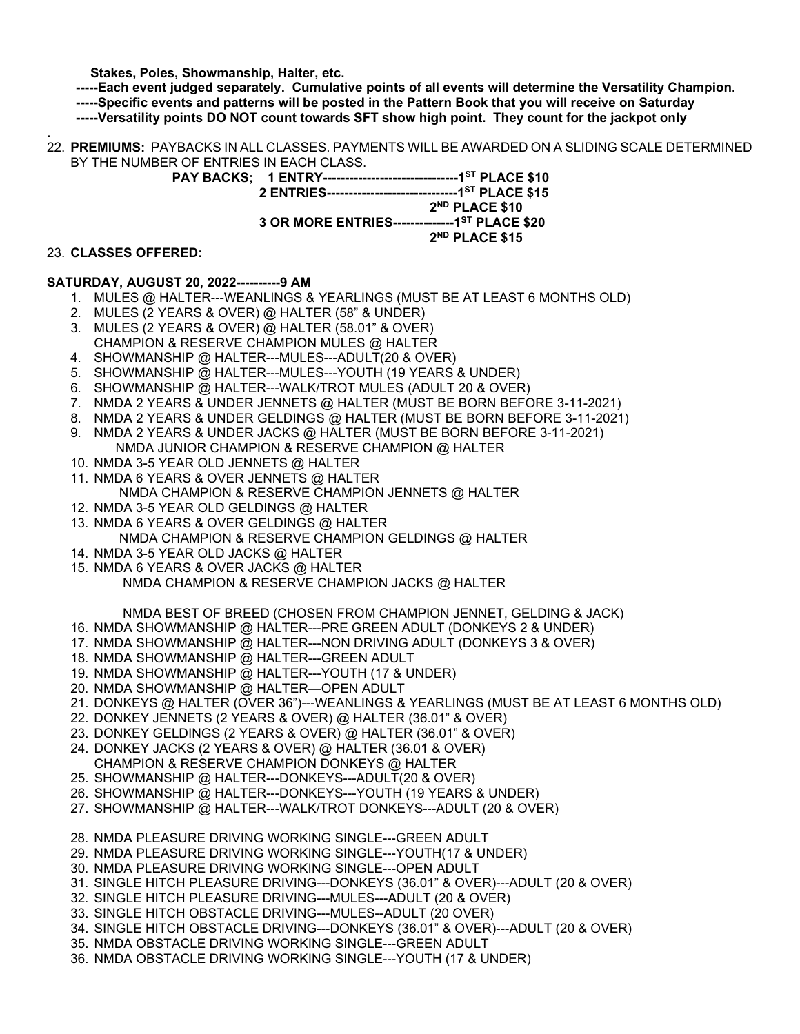**Stakes, Poles, Showmanship, Halter, etc.**

**-----Each event judged separately. Cumulative points of all events will determine the Versatility Champion.**

**-----Specific events and patterns will be posted in the Pattern Book that you will receive on Saturday**

**-----Versatility points DO NOT count towards SFT show high point. They count for the jackpot only**

.

22. **PREMIUMS:** PAYBACKS IN ALL CLASSES. PAYMENTS WILL BE AWARDED ON A SLIDING SCALE DETERMINED BY THE NUMBER OF ENTRIES IN EACH CLASS.

**PAY BACKS; 1 ENTRY-------------------------------1ST PLACE $10**
**2 ENTRIES------------------------------1ST PLACE $15**
**2ND PLACE $10**
**3 OR MORE ENTRIES--------------1ST PLACE $20**
**2ND PLACE $15**

23. **CLASSES OFFERED:**

**SATURDAY, AUGUST 20, 2022----------9 AM**

1. MULES @ HALTER---WEANLINGS & YEARLINGS (MUST BE AT LEAST 6 MONTHS OLD)
2. MULES (2 YEARS & OVER) @ HALTER (58" & UNDER)
3. MULES (2 YEARS & OVER) @ HALTER (58.01" & OVER)
   CHAMPION & RESERVE CHAMPION MULES @ HALTER
4. SHOWMANSHIP @ HALTER---MULES---ADULT(20 & OVER)
5. SHOWMANSHIP @ HALTER---MULES---YOUTH (19 YEARS & UNDER)
6. SHOWMANSHIP @ HALTER---WALK/TROT MULES (ADULT 20 & OVER)
7. NMDA 2 YEARS & UNDER JENNETS @ HALTER (MUST BE BORN BEFORE 3-11-2021)
8. NMDA 2 YEARS & UNDER GELDINGS @ HALTER (MUST BE BORN BEFORE 3-11-2021)
9. NMDA 2 YEARS & UNDER JACKS @ HALTER (MUST BE BORN BEFORE 3-11-2021)
   NMDA JUNIOR CHAMPION & RESERVE CHAMPION @ HALTER
10. NMDA 3-5 YEAR OLD JENNETS @ HALTER
11. NMDA 6 YEARS & OVER JENNETS @ HALTER
    NMDA CHAMPION & RESERVE CHAMPION JENNETS @ HALTER
12. NMDA 3-5 YEAR OLD GELDINGS @ HALTER
13. NMDA 6 YEARS & OVER GELDINGS @ HALTER
    NMDA CHAMPION & RESERVE CHAMPION GELDINGS @ HALTER
14. NMDA 3-5 YEAR OLD JACKS @ HALTER
15. NMDA 6 YEARS & OVER JACKS @ HALTER
    NMDA CHAMPION & RESERVE CHAMPION JACKS @ HALTER

    NMDA BEST OF BREED (CHOSEN FROM CHAMPION JENNET, GELDING & JACK)
16. NMDA SHOWMANSHIP @ HALTER---PRE GREEN ADULT (DONKEYS 2 & UNDER)
17. NMDA SHOWMANSHIP @ HALTER---NON DRIVING ADULT (DONKEYS 3 & OVER)
18. NMDA SHOWMANSHIP @ HALTER---GREEN ADULT
19. NMDA SHOWMANSHIP @ HALTER---YOUTH (17 & UNDER)
20. NMDA SHOWMANSHIP @ HALTER—OPEN ADULT
21. DONKEYS @ HALTER (OVER 36")---WEANLINGS & YEARLINGS (MUST BE AT LEAST 6 MONTHS OLD)
22. DONKEY JENNETS (2 YEARS & OVER) @ HALTER (36.01" & OVER)
23. DONKEY GELDINGS (2 YEARS & OVER) @ HALTER (36.01" & OVER)
24. DONKEY JACKS (2 YEARS & OVER) @ HALTER (36.01 & OVER)
    CHAMPION & RESERVE CHAMPION DONKEYS @ HALTER
25. SHOWMANSHIP @ HALTER---DONKEYS---ADULT(20 & OVER)
26. SHOWMANSHIP @ HALTER---DONKEYS---YOUTH (19 YEARS & UNDER)
27. SHOWMANSHIP @ HALTER---WALK/TROT DONKEYS---ADULT (20 & OVER)

28. NMDA PLEASURE DRIVING WORKING SINGLE---GREEN ADULT
29. NMDA PLEASURE DRIVING WORKING SINGLE---YOUTH(17 & UNDER)
30. NMDA PLEASURE DRIVING WORKING SINGLE---OPEN ADULT
31. SINGLE HITCH PLEASURE DRIVING---DONKEYS (36.01" & OVER)---ADULT (20 & OVER)
32. SINGLE HITCH PLEASURE DRIVING---MULES---ADULT (20 & OVER)
33. SINGLE HITCH OBSTACLE DRIVING---MULES--ADULT (20 OVER)
34. SINGLE HITCH OBSTACLE DRIVING---DONKEYS (36.01" & OVER)---ADULT (20 & OVER)
35. NMDA OBSTACLE DRIVING WORKING SINGLE---GREEN ADULT
36. NMDA OBSTACLE DRIVING WORKING SINGLE---YOUTH (17 & UNDER)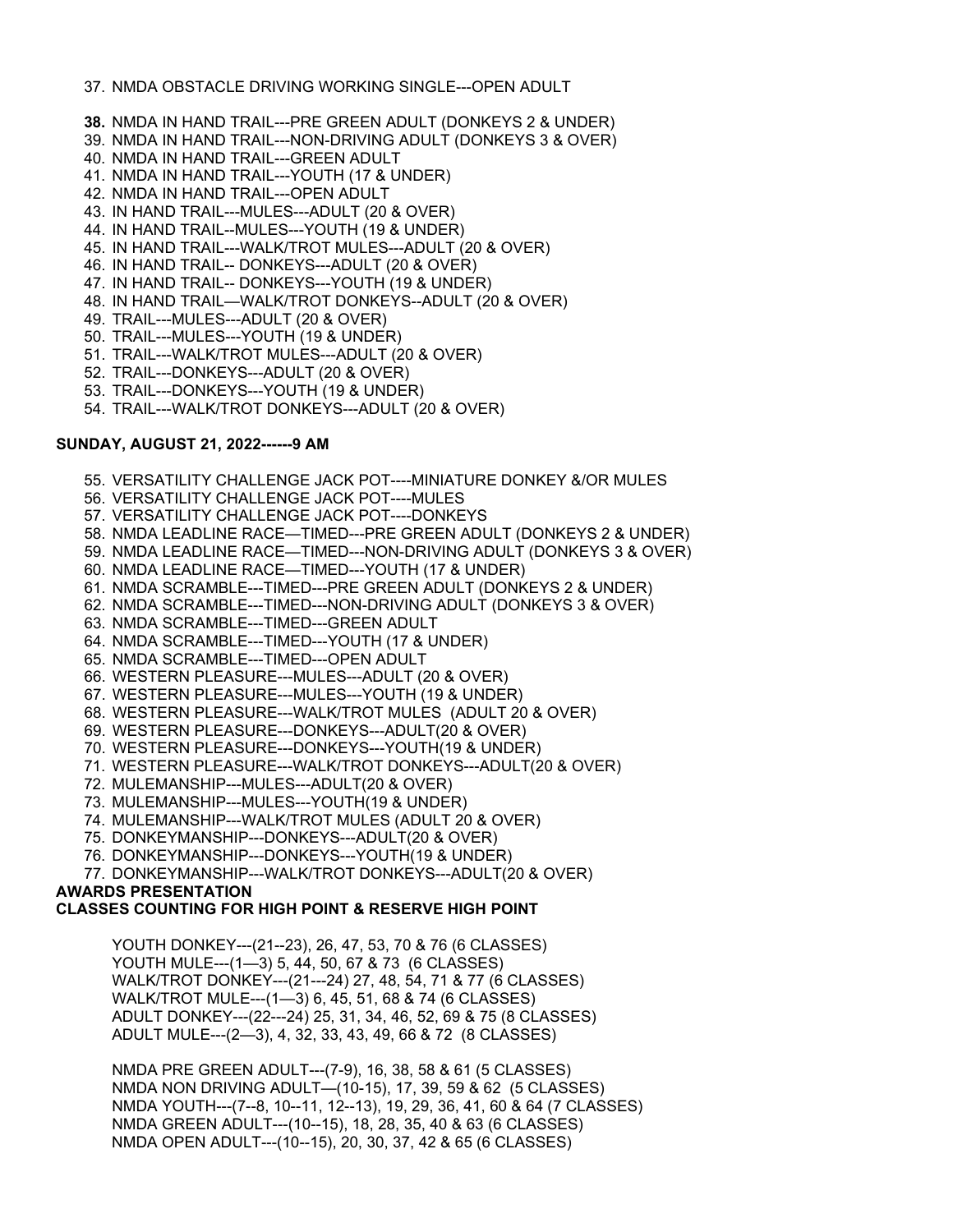37. NMDA OBSTACLE DRIVING WORKING SINGLE---OPEN ADULT

38. NMDA IN HAND TRAIL---PRE GREEN ADULT (DONKEYS 2 & UNDER)
39. NMDA IN HAND TRAIL---NON-DRIVING ADULT (DONKEYS 3 & OVER)
40. NMDA IN HAND TRAIL---GREEN ADULT
41. NMDA IN HAND TRAIL---YOUTH (17 & UNDER)
42. NMDA IN HAND TRAIL---OPEN ADULT
43. IN HAND TRAIL---MULES---ADULT (20 & OVER)
44. IN HAND TRAIL--MULES---YOUTH (19 & UNDER)
45. IN HAND TRAIL---WALK/TROT MULES---ADULT (20 & OVER)
46. IN HAND TRAIL-- DONKEYS---ADULT (20 & OVER)
47. IN HAND TRAIL-- DONKEYS---YOUTH (19 & UNDER)
48. IN HAND TRAIL—WALK/TROT DONKEYS--ADULT (20 & OVER)
49. TRAIL---MULES---ADULT (20 & OVER)
50. TRAIL---MULES---YOUTH (19 & UNDER)
51. TRAIL---WALK/TROT MULES---ADULT (20 & OVER)
52. TRAIL---DONKEYS---ADULT (20 & OVER)
53. TRAIL---DONKEYS---YOUTH (19 & UNDER)
54. TRAIL---WALK/TROT DONKEYS---ADULT (20 & OVER)

**SUNDAY, AUGUST 21, 2022------9 AM**

55. VERSATILITY CHALLENGE JACK POT----MINIATURE DONKEY &/OR MULES
56. VERSATILITY CHALLENGE JACK POT----MULES
57. VERSATILITY CHALLENGE JACK POT----DONKEYS
58. NMDA LEADLINE RACE—TIMED---PRE GREEN ADULT (DONKEYS 2 & UNDER)
59. NMDA LEADLINE RACE—TIMED---NON-DRIVING ADULT (DONKEYS 3 & OVER)
60. NMDA LEADLINE RACE—TIMED---YOUTH (17 & UNDER)
61. NMDA SCRAMBLE---TIMED---PRE GREEN ADULT (DONKEYS 2 & UNDER)
62. NMDA SCRAMBLE---TIMED---NON-DRIVING ADULT (DONKEYS 3 & OVER)
63. NMDA SCRAMBLE---TIMED---GREEN ADULT
64. NMDA SCRAMBLE---TIMED---YOUTH (17 & UNDER)
65. NMDA SCRAMBLE---TIMED---OPEN ADULT
66. WESTERN PLEASURE---MULES---ADULT (20 & OVER)
67. WESTERN PLEASURE---MULES---YOUTH (19 & UNDER)
68. WESTERN PLEASURE---WALK/TROT MULES (ADULT 20 & OVER)
69. WESTERN PLEASURE---DONKEYS---ADULT(20 & OVER)
70. WESTERN PLEASURE---DONKEYS---YOUTH(19 & UNDER)
71. WESTERN PLEASURE---WALK/TROT DONKEYS---ADULT(20 & OVER)
72. MULEMANSHIP---MULES---ADULT(20 & OVER)
73. MULEMANSHIP---MULES---YOUTH(19 & UNDER)
74. MULEMANSHIP---WALK/TROT MULES (ADULT 20 & OVER)
75. DONKEYMANSHIP---DONKEYS---ADULT(20 & OVER)
76. DONKEYMANSHIP---DONKEYS---YOUTH(19 & UNDER)
77. DONKEYMANSHIP---WALK/TROT DONKEYS---ADULT(20 & OVER)

**AWARDS PRESENTATION**

**CLASSES COUNTING FOR HIGH POINT & RESERVE HIGH POINT**

YOUTH DONKEY---(21--23), 26, 47, 53, 70 & 76 (6 CLASSES)
YOUTH MULE---(1—3) 5, 44, 50, 67 & 73 (6 CLASSES)
WALK/TROT DONKEY---(21---24) 27, 48, 54, 71 & 77 (6 CLASSES)
WALK/TROT MULE---(1—3) 6, 45, 51, 68 & 74 (6 CLASSES)
ADULT DONKEY---(22---24) 25, 31, 34, 46, 52, 69 & 75 (8 CLASSES)
ADULT MULE---(2—3), 4, 32, 33, 43, 49, 66 & 72 (8 CLASSES)

NMDA PRE GREEN ADULT---(7-9), 16, 38, 58 & 61 (5 CLASSES)
NMDA NON DRIVING ADULT—(10-15), 17, 39, 59 & 62 (5 CLASSES)
NMDA YOUTH---(7--8, 10--11, 12--13), 19, 29, 36, 41, 60 & 64 (7 CLASSES)
NMDA GREEN ADULT---(10--15), 18, 28, 35, 40 & 63 (6 CLASSES)
NMDA OPEN ADULT---(10--15), 20, 30, 37, 42 & 65 (6 CLASSES)